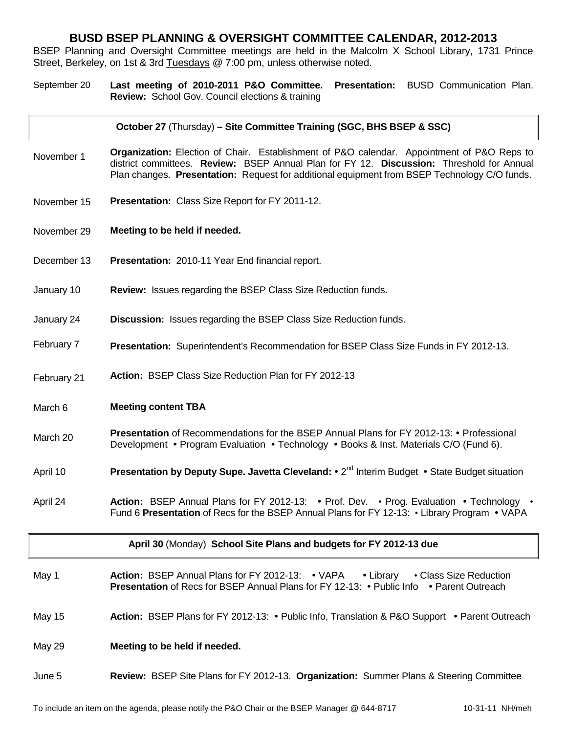# BUSD BSEP PLANNING & OVERSIGHT COMMITTEE CALENDAR, 2012-2013

BSEP Planning and Oversight Committee meetings are held in the Malcolm X School Library, 1731 Prince Street, Berkeley, on 1st & 3rd Tuesdays @ 7:00 pm, unless otherwise noted.

| Date | Agenda |
|---|---|
| September 20 | **Last meeting of 2010-2011 P&O Committee. Presentation:** BUSD Communication Plan. **Review:** School Gov. Council elections & training |
| | **October 27** (Thursday) **– Site Committee Training (SGC, BHS BSEP & SSC)** |
| November 1 | **Organization:** Election of Chair. Establishment of P&O calendar. Appointment of P&O Reps to district committees. **Review:** BSEP Annual Plan for FY 12. **Discussion:** Threshold for Annual Plan changes. **Presentation:** Request for additional equipment from BSEP Technology C/O funds. |
| November 15 | **Presentation:** Class Size Report for FY 2011-12. |
| November 29 | **Meeting to be held if needed.** |
| December 13 | **Presentation:** 2010-11 Year End financial report. |
| January 10 | **Review:** Issues regarding the BSEP Class Size Reduction funds. |
| January 24 | **Discussion:** Issues regarding the BSEP Class Size Reduction funds. |
| February 7 | **Presentation:** Superintendent's Recommendation for BSEP Class Size Funds in FY 2012-13. |
| February 21 | **Action:** BSEP Class Size Reduction Plan for FY 2012-13 |
| March 6 | **Meeting content TBA** |
| March 20 | **Presentation** of Recommendations for the BSEP Annual Plans for FY 2012-13: • Professional Development • Program Evaluation • Technology • Books & Inst. Materials C/O (Fund 6). |
| April 10 | **Presentation by Deputy Supe. Javetta Cleveland:** • 2nd Interim Budget • State Budget situation |
| April 24 | **Action:** BSEP Annual Plans for FY 2012-13: • Prof. Dev. • Prog. Evaluation • Technology • Fund 6 **Presentation** of Recs for the BSEP Annual Plans for FY 12-13: • Library Program • VAPA |
| | **April 30** (Monday) **School Site Plans and budgets for FY 2012-13 due** |
| May 1 | **Action:** BSEP Annual Plans for FY 2012-13: • VAPA • Library • Class Size Reduction **Presentation** of Recs for BSEP Annual Plans for FY 12-13: • Public Info • Parent Outreach |
| May 15 | **Action:** BSEP Plans for FY 2012-13: • Public Info, Translation & P&O Support • Parent Outreach |
| May 29 | **Meeting to be held if needed.** |
| June 5 | **Review:** BSEP Site Plans for FY 2012-13. **Organization:** Summer Plans & Steering Committee |

To include an item on the agenda, please notify the P&O Chair or the BSEP Manager @ 644-8717 10-31-11 NH/meh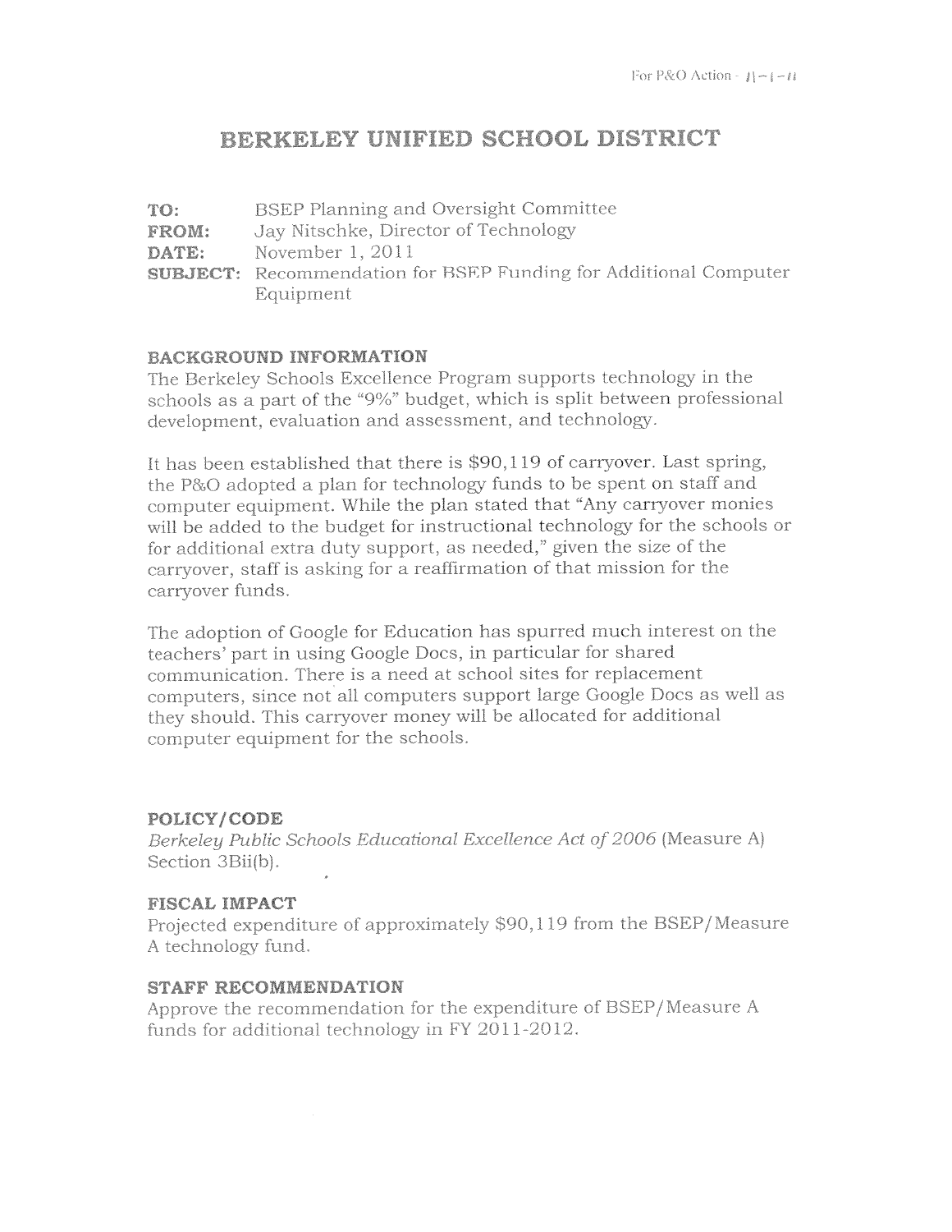For P&O Action - 11-1-11

# BERKELEY UNIFIED SCHOOL DISTRICT

**TO:** BSEP Planning and Oversight Committee
**FROM:** Jay Nitschke, Director of Technology
**DATE:** November 1, 2011
**SUBJECT:** Recommendation for BSEP Funding for Additional Computer Equipment

## BACKGROUND INFORMATION

The Berkeley Schools Excellence Program supports technology in the schools as a part of the "9%" budget, which is split between professional development, evaluation and assessment, and technology.

It has been established that there is $90,119 of carryover. Last spring, the P&O adopted a plan for technology funds to be spent on staff and computer equipment. While the plan stated that "Any carryover monies will be added to the budget for instructional technology for the schools or for additional extra duty support, as needed," given the size of the carryover, staff is asking for a reaffirmation of that mission for the carryover funds.

The adoption of Google for Education has spurred much interest on the teachers' part in using Google Docs, in particular for shared communication. There is a need at school sites for replacement computers, since not all computers support large Google Docs as well as they should. This carryover money will be allocated for additional computer equipment for the schools.

## POLICY/CODE

*Berkeley Public Schools Educational Excellence Act of 2006* (Measure A) Section 3Bii(b).

## FISCAL IMPACT

Projected expenditure of approximately $90,119 from the BSEP/Measure A technology fund.

## STAFF RECOMMENDATION

Approve the recommendation for the expenditure of BSEP/Measure A funds for additional technology in FY 2011-2012.